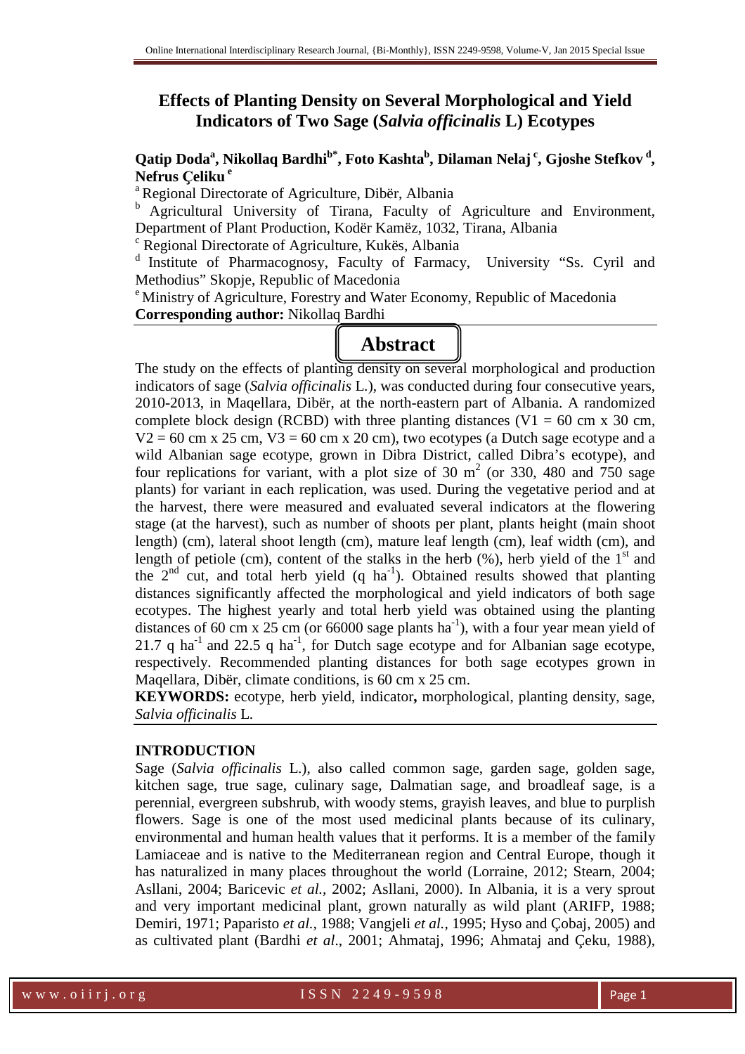# Effects of Planting Density on Several Morphological and Yield Indicators of Two Sage (*Salvia officinalis* L) Ecotypes

**Qatip Doda[a], Nikollaq Bardhi[b*], Foto Kashta[b], Dilaman Nelaj[c], Gjoshe Stefkov[d], Nefrus Çeliku[e]**

[a] Regional Directorate of Agriculture, Dibër, Albania

[b] Agricultural University of Tirana, Faculty of Agriculture and Environment, Department of Plant Production, Kodër Kamëz, 1032, Tirana, Albania

[c] Regional Directorate of Agriculture, Kukës, Albania

[d] Institute of Pharmacognosy, Faculty of Farmacy, University "Ss. Cyril and Methodius" Skopje, Republic of Macedonia

[e] Ministry of Agriculture, Forestry and Water Economy, Republic of Macedonia

**Corresponding author:** Nikollaq Bardhi

## Abstract

The study on the effects of planting density on several morphological and production indicators of sage (*Salvia officinalis* L.), was conducted during four consecutive years, 2010-2013, in Maqellara, Dibër, at the north-eastern part of Albania. A randomized complete block design (RCBD) with three planting distances (V1 = 60 cm x 30 cm, V2 = 60 cm x 25 cm, V3 = 60 cm x 20 cm), two ecotypes (a Dutch sage ecotype and a wild Albanian sage ecotype, grown in Dibra District, called Dibra's ecotype), and four replications for variant, with a plot size of 30 $m^2$ (or 330, 480 and 750 sage plants) for variant in each replication, was used. During the vegetative period and at the harvest, there were measured and evaluated several indicators at the flowering stage (at the harvest), such as number of shoots per plant, plants height (main shoot length) (cm), lateral shoot length (cm), mature leaf length (cm), leaf width (cm), and length of petiole (cm), content of the stalks in the herb (%), herb yield of the 1[st] and the 2[nd] cut, and total herb yield (q $ha^{-1}$). Obtained results showed that planting distances significantly affected the morphological and yield indicators of both sage ecotypes. The highest yearly and total herb yield was obtained using the planting distances of 60 cm x 25 cm (or 66000 sage plants $ha^{-1}$), with a four year mean yield of 21.7 q $ha^{-1}$ and 22.5 q $ha^{-1}$, for Dutch sage ecotype and for Albanian sage ecotype, respectively. Recommended planting distances for both sage ecotypes grown in Maqellara, Dibër, climate conditions, is 60 cm x 25 cm.

**KEYWORDS:** ecotype, herb yield, indicator**,** morphological, planting density, sage, *Salvia officinalis* L.

## INTRODUCTION

Sage (*Salvia officinalis* L.), also called common sage, garden sage, golden sage, kitchen sage, true sage, culinary sage, Dalmatian sage, and broadleaf sage, is a perennial, evergreen subshrub, with woody stems, grayish leaves, and blue to purplish flowers. Sage is one of the most used medicinal plants because of its culinary, environmental and human health values that it performs. It is a member of the family Lamiaceae and is native to the Mediterranean region and Central Europe, though it has naturalized in many places throughout the world (Lorraine, 2012; Stearn, 2004; Asllani, 2004; Baricevic *et al.*, 2002; Asllani, 2000). In Albania, it is a very sprout and very important medicinal plant, grown naturally as wild plant (ARIFP, 1988; Demiri, 1971; Paparisto *et al.*, 1988; Vangjeli *et al.*, 1995; Hyso and Çobaj, 2005) and as cultivated plant (Bardhi *et al*., 2001; Ahmataj, 1996; Ahmataj and Çeku, 1988),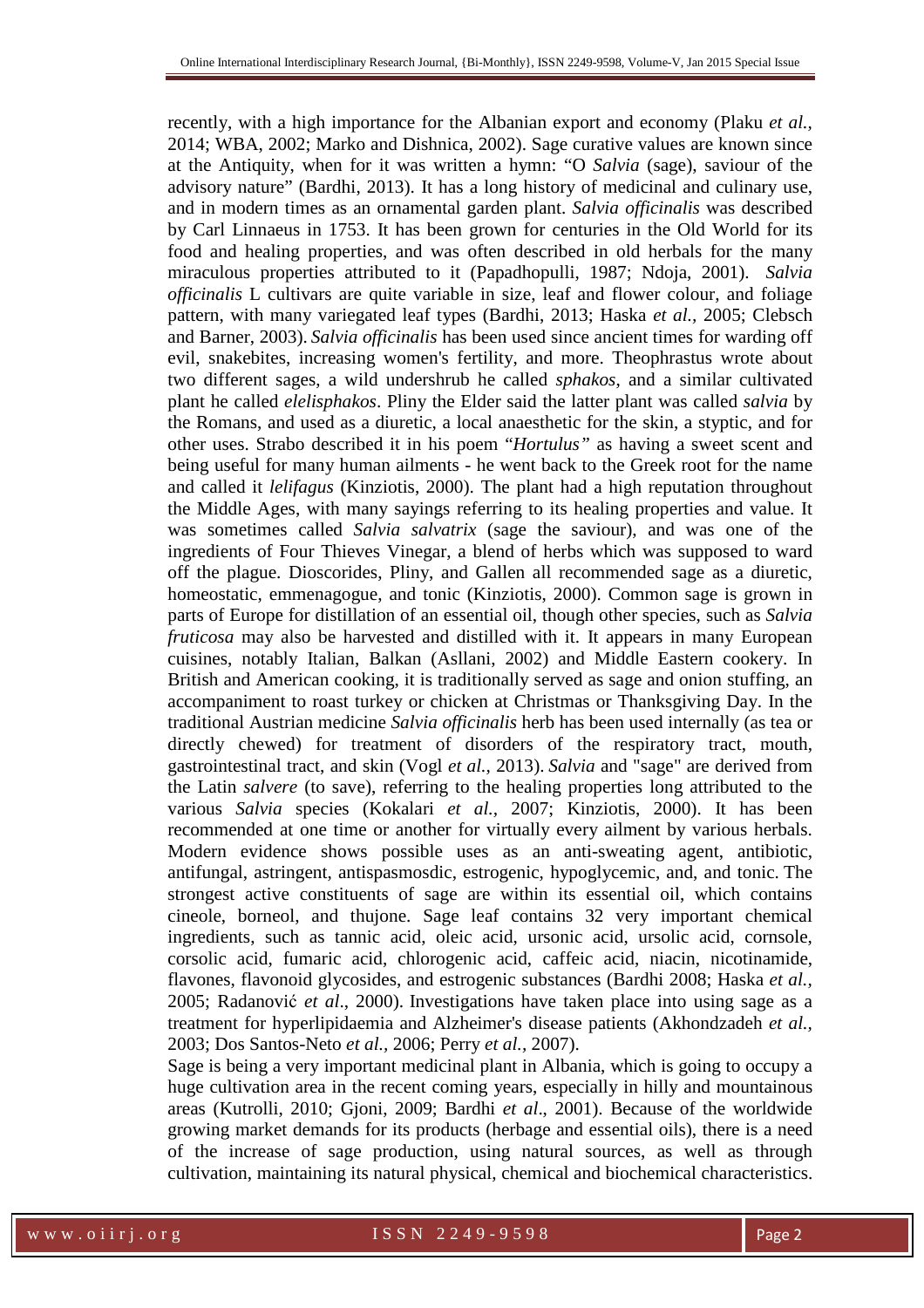recently, with a high importance for the Albanian export and economy (Plaku *et al.*, 2014; WBA, 2002; Marko and Dishnica, 2002). Sage curative values are known since at the Antiquity, when for it was written a hymn: "O *Salvia* (sage), saviour of the advisory nature" (Bardhi, 2013). It has a long history of medicinal and culinary use, and in modern times as an ornamental garden plant. *Salvia officinalis* was described by Carl Linnaeus in 1753. It has been grown for centuries in the Old World for its food and healing properties, and was often described in old herbals for the many miraculous properties attributed to it (Papadhopulli, 1987; Ndoja, 2001). *Salvia officinalis* L cultivars are quite variable in size, leaf and flower colour, and foliage pattern, with many variegated leaf types (Bardhi, 2013; Haska *et al.*, 2005; Clebsch and Barner, 2003). *Salvia officinalis* has been used since ancient times for warding off evil, snakebites, increasing women's fertility, and more. Theophrastus wrote about two different sages, a wild undershrub he called *sphakos*, and a similar cultivated plant he called *elelisphakos*. Pliny the Elder said the latter plant was called *salvia* by the Romans, and used as a diuretic, a local anaesthetic for the skin, a styptic, and for other uses. Strabo described it in his poem "*Hortulus"* as having a sweet scent and being useful for many human ailments - he went back to the Greek root for the name and called it *lelifagus* (Kinziotis, 2000). The plant had a high reputation throughout the Middle Ages, with many sayings referring to its healing properties and value. It was sometimes called *Salvia salvatrix* (sage the saviour), and was one of the ingredients of Four Thieves Vinegar, a blend of herbs which was supposed to ward off the plague. Dioscorides, Pliny, and Gallen all recommended sage as a diuretic, homeostatic, emmenagogue, and tonic (Kinziotis, 2000). Common sage is grown in parts of Europe for distillation of an essential oil, though other species, such as *Salvia fruticosa* may also be harvested and distilled with it. It appears in many European cuisines, notably Italian, Balkan (Asllani, 2002) and Middle Eastern cookery. In British and American cooking, it is traditionally served as sage and onion stuffing, an accompaniment to roast turkey or chicken at Christmas or Thanksgiving Day. In the traditional Austrian medicine *Salvia officinalis* herb has been used internally (as tea or directly chewed) for treatment of disorders of the respiratory tract, mouth, gastrointestinal tract, and skin (Vogl *et al.*, 2013). *Salvia* and "sage" are derived from the Latin *salvere* (to save), referring to the healing properties long attributed to the various *Salvia* species (Kokalari *et al.*, 2007; Kinziotis, 2000). It has been recommended at one time or another for virtually every ailment by various herbals. Modern evidence shows possible uses as an anti-sweating agent, antibiotic, antifungal, astringent, antispasmosdic, estrogenic, hypoglycemic, and, and tonic. The strongest active constituents of sage are within its essential oil, which contains cineole, borneol, and thujone. Sage leaf contains 32 very important chemical ingredients, such as tannic acid, oleic acid, ursonic acid, ursolic acid, cornsole, corsolic acid, fumaric acid, chlorogenic acid, caffeic acid, niacin, nicotinamide, flavones, flavonoid glycosides, and estrogenic substances (Bardhi 2008; Haska *et al.*, 2005; Radanović *et al*., 2000). Investigations have taken place into using sage as a treatment for hyperlipidaemia and Alzheimer's disease patients (Akhondzadeh *et al.*, 2003; Dos Santos-Neto *et al.*, 2006; Perry *et al.*, 2007).

Sage is being a very important medicinal plant in Albania, which is going to occupy a huge cultivation area in the recent coming years, especially in hilly and mountainous areas (Kutrolli, 2010; Gjoni, 2009; Bardhi *et al*., 2001). Because of the worldwide growing market demands for its products (herbage and essential oils), there is a need of the increase of sage production, using natural sources, as well as through cultivation, maintaining its natural physical, chemical and biochemical characteristics.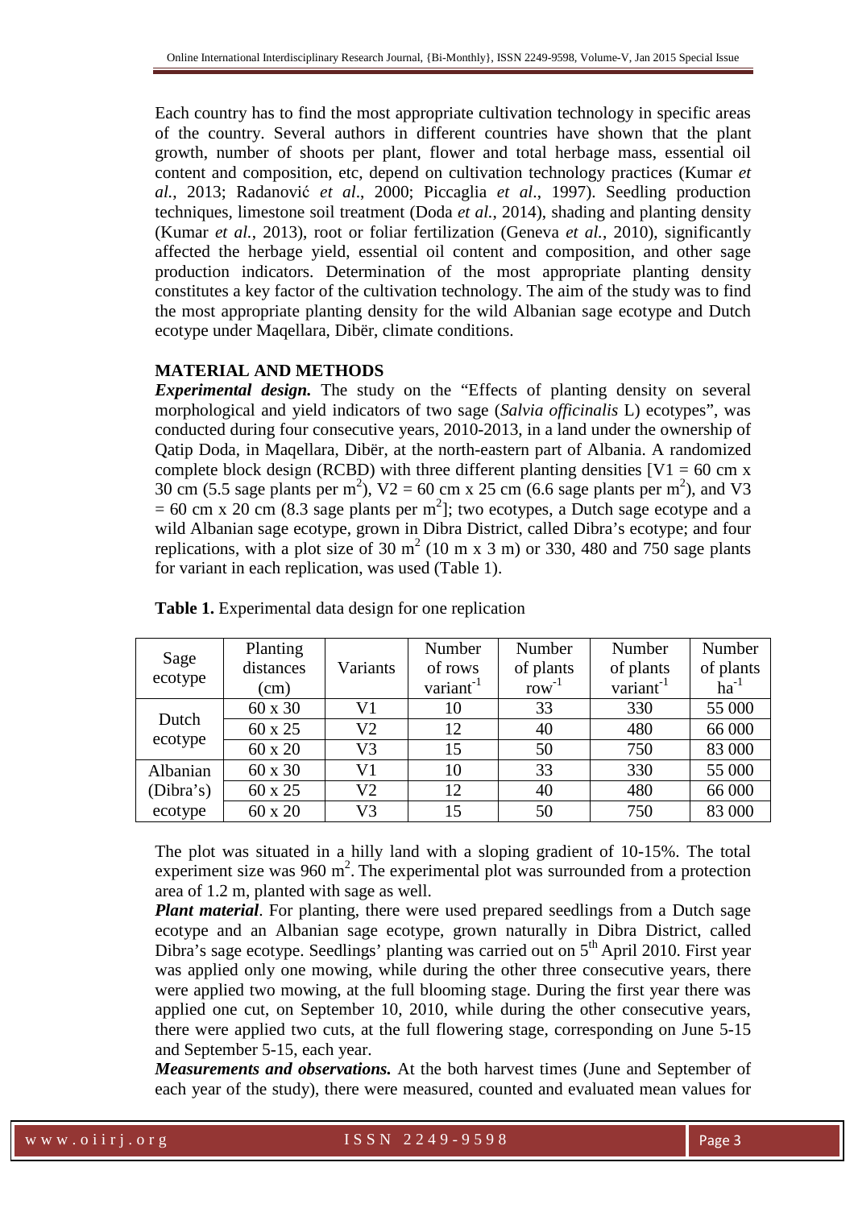Each country has to find the most appropriate cultivation technology in specific areas of the country. Several authors in different countries have shown that the plant growth, number of shoots per plant, flower and total herbage mass, essential oil content and composition, etc, depend on cultivation technology practices (Kumar *et al.*, 2013; Radanović *et al.*, 2000; Piccaglia *et al.*, 1997). Seedling production techniques, limestone soil treatment (Doda *et al.*, 2014), shading and planting density (Kumar *et al.*, 2013), root or foliar fertilization (Geneva *et al.*, 2010), significantly affected the herbage yield, essential oil content and composition, and other sage production indicators. Determination of the most appropriate planting density constitutes a key factor of the cultivation technology. The aim of the study was to find the most appropriate planting density for the wild Albanian sage ecotype and Dutch ecotype under Maqellara, Dibër, climate conditions.

## MATERIAL AND METHODS

***Experimental design.*** The study on the "Effects of planting density on several morphological and yield indicators of two sage (*Salvia officinalis* L) ecotypes", was conducted during four consecutive years, 2010-2013, in a land under the ownership of Qatip Doda, in Maqellara, Dibër, at the north-eastern part of Albania. A randomized complete block design (RCBD) with three different planting densities [V1 = 60 cm x 30 cm (5.5 sage plants per $m^2$), V2 = 60 cm x 25 cm (6.6 sage plants per $m^2$), and V3 = 60 cm x 20 cm (8.3 sage plants per $m^2$]; two ecotypes, a Dutch sage ecotype and a wild Albanian sage ecotype, grown in Dibra District, called Dibra's ecotype; and four replications, with a plot size of 30 $m^2$ (10 m x 3 m) or 330, 480 and 750 sage plants for variant in each replication, was used (Table 1).

**Table 1.** Experimental data design for one replication

| Sage ecotype | Planting distances (cm) | Variants | Number of rows variant$^{-1}$ | Number of plants row$^{-1}$ | Number of plants variant$^{-1}$ | Number of plants ha$^{-1}$ |
|---|---|---|---|---|---|---|
| Dutch ecotype | 60 x 30 | V1 | 10 | 33 | 330 | 55 000 |
| | 60 x 25 | V2 | 12 | 40 | 480 | 66 000 |
| | 60 x 20 | V3 | 15 | 50 | 750 | 83 000 |
| Albanian (Dibra's) ecotype | 60 x 30 | V1 | 10 | 33 | 330 | 55 000 |
| | 60 x 25 | V2 | 12 | 40 | 480 | 66 000 |
| | 60 x 20 | V3 | 15 | 50 | 750 | 83 000 |

The plot was situated in a hilly land with a sloping gradient of 10-15%. The total experiment size was 960 $m^2$. The experimental plot was surrounded from a protection area of 1.2 m, planted with sage as well.

***Plant material***. For planting, there were used prepared seedlings from a Dutch sage ecotype and an Albanian sage ecotype, grown naturally in Dibra District, called Dibra's sage ecotype. Seedlings' planting was carried out on 5$^{th}$ April 2010. First year was applied only one mowing, while during the other three consecutive years, there were applied two mowing, at the full blooming stage. During the first year there was applied one cut, on September 10, 2010, while during the other consecutive years, there were applied two cuts, at the full flowering stage, corresponding on June 5-15 and September 5-15, each year.

***Measurements and observations.*** At the both harvest times (June and September of each year of the study), there were measured, counted and evaluated mean values for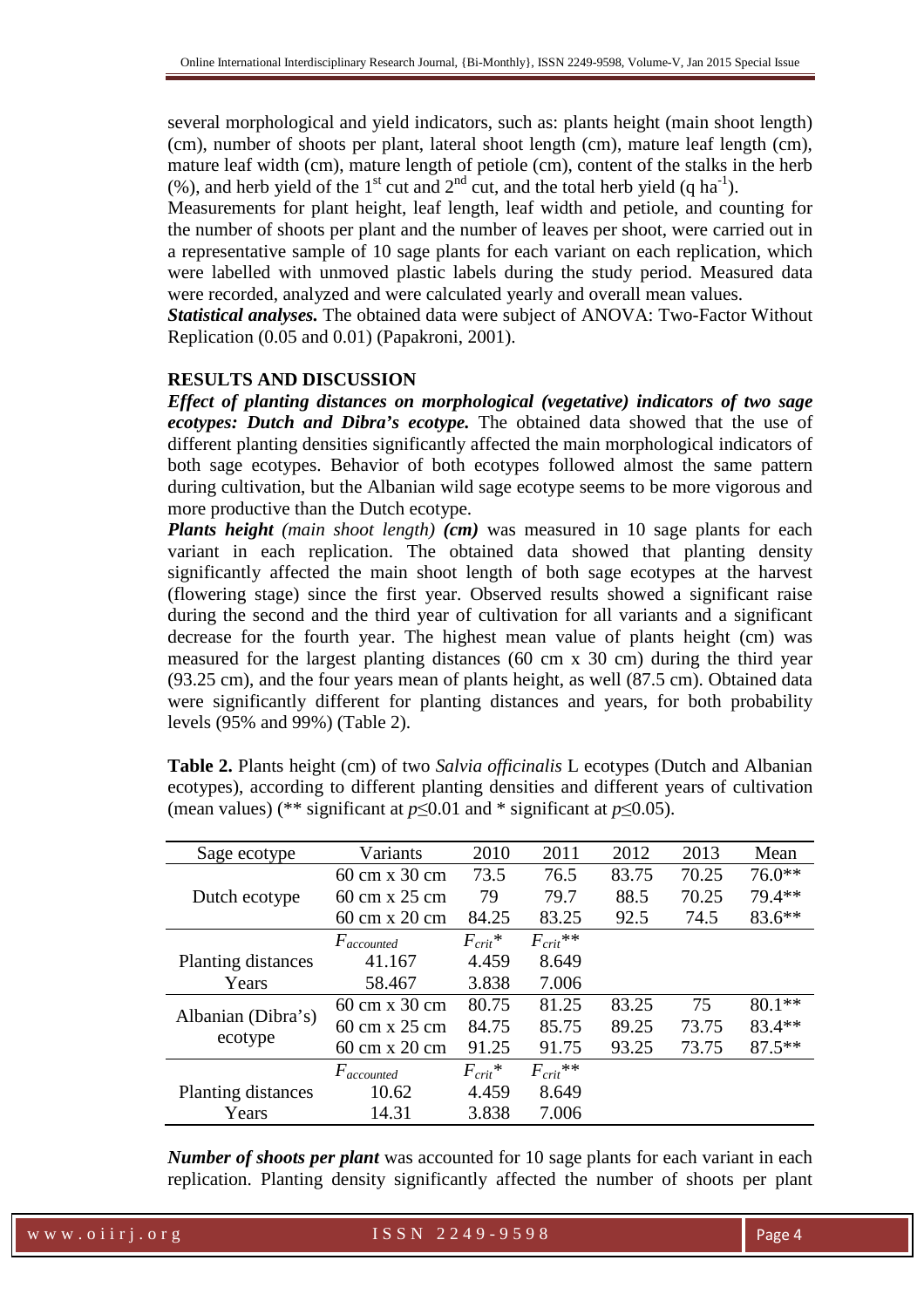several morphological and yield indicators, such as: plants height (main shoot length) (cm), number of shoots per plant, lateral shoot length (cm), mature leaf length (cm), mature leaf width (cm), mature length of petiole (cm), content of the stalks in the herb (%), and herb yield of the 1st cut and 2nd cut, and the total herb yield (q $ha^{-1}$).

Measurements for plant height, leaf length, leaf width and petiole, and counting for the number of shoots per plant and the number of leaves per shoot, were carried out in a representative sample of 10 sage plants for each variant on each replication, which were labelled with unmoved plastic labels during the study period. Measured data were recorded, analyzed and were calculated yearly and overall mean values.

***Statistical analyses.*** The obtained data were subject of ANOVA: Two-Factor Without Replication (0.05 and 0.01) (Papakroni, 2001).

## RESULTS AND DISCUSSION

***Effect of planting distances on morphological (vegetative) indicators of two sage ecotypes: Dutch and Dibra's ecotype.*** The obtained data showed that the use of different planting densities significantly affected the main morphological indicators of both sage ecotypes. Behavior of both ecotypes followed almost the same pattern during cultivation, but the Albanian wild sage ecotype seems to be more vigorous and more productive than the Dutch ecotype.

***Plants height*** *(main shoot length)* ***(cm)*** was measured in 10 sage plants for each variant in each replication. The obtained data showed that planting density significantly affected the main shoot length of both sage ecotypes at the harvest (flowering stage) since the first year. Observed results showed a significant raise during the second and the third year of cultivation for all variants and a significant decrease for the fourth year. The highest mean value of plants height (cm) was measured for the largest planting distances (60 cm x 30 cm) during the third year (93.25 cm), and the four years mean of plants height, as well (87.5 cm). Obtained data were significantly different for planting distances and years, for both probability levels (95% and 99%) (Table 2).

**Table 2.** Plants height (cm) of two *Salvia officinalis* L ecotypes (Dutch and Albanian ecotypes), according to different planting densities and different years of cultivation (mean values) (** significant at $p \leq 0.01$ and * significant at $p \leq 0.05$).

| Sage ecotype | Variants | 2010 | 2011 | 2012 | 2013 | Mean |
|---|---|---|---|---|---|---|
| Dutch ecotype | 60 cm x 30 cm | 73.5 | 76.5 | 83.75 | 70.25 | 76.0** |
| | 60 cm x 25 cm | 79 | 79.7 | 88.5 | 70.25 | 79.4** |
| | 60 cm x 20 cm | 84.25 | 83.25 | 92.5 | 74.5 | 83.6** |
| | $F_{accounted}$ | $F_{crit}$* | $F_{crit}$** | | | |
| Planting distances | 41.167 | 4.459 | 8.649 | | | |
| Years | 58.467 | 3.838 | 7.006 | | | |
| Albanian (Dibra's) ecotype | 60 cm x 30 cm | 80.75 | 81.25 | 83.25 | 75 | 80.1** |
| | 60 cm x 25 cm | 84.75 | 85.75 | 89.25 | 73.75 | 83.4** |
| | 60 cm x 20 cm | 91.25 | 91.75 | 93.25 | 73.75 | 87.5** |
| | $F_{accounted}$ | $F_{crit}$* | $F_{crit}$** | | | |
| Planting distances | 10.62 | 4.459 | 8.649 | | | |
| Years | 14.31 | 3.838 | 7.006 | | | |

***Number of shoots per plant*** was accounted for 10 sage plants for each variant in each replication. Planting density significantly affected the number of shoots per plant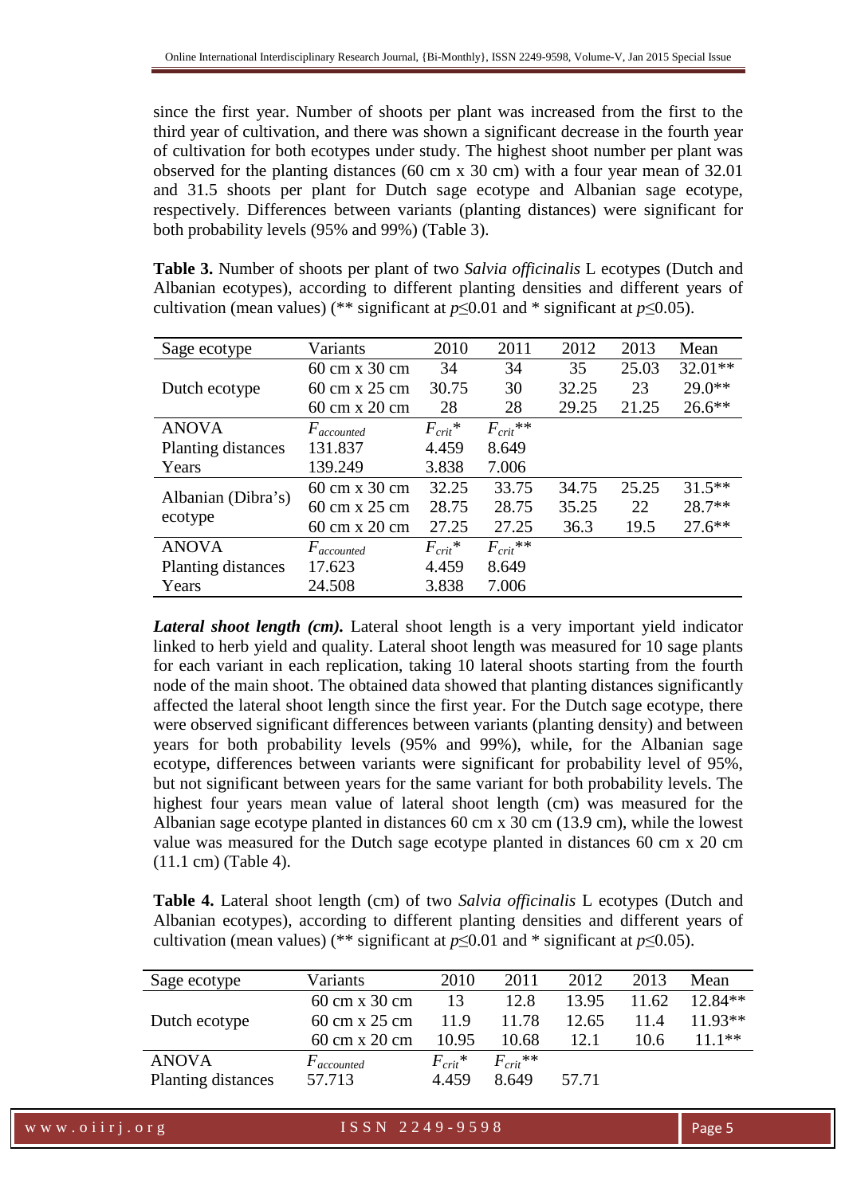since the first year. Number of shoots per plant was increased from the first to the third year of cultivation, and there was shown a significant decrease in the fourth year of cultivation for both ecotypes under study. The highest shoot number per plant was observed for the planting distances (60 cm x 30 cm) with a four year mean of 32.01 and 31.5 shoots per plant for Dutch sage ecotype and Albanian sage ecotype, respectively. Differences between variants (planting distances) were significant for both probability levels (95% and 99%) (Table 3).

**Table 3.** Number of shoots per plant of two *Salvia officinalis* L ecotypes (Dutch and Albanian ecotypes), according to different planting densities and different years of cultivation (mean values) (** significant at $p \leq 0.01$ and * significant at $p \leq 0.05$).

| Sage ecotype | Variants | 2010 | 2011 | 2012 | 2013 | Mean |
|---|---|---|---|---|---|---|
| Dutch ecotype | 60 cm x 30 cm | 34 | 34 | 35 | 25.03 | 32.01** |
| | 60 cm x 25 cm | 30.75 | 30 | 32.25 | 23 | 29.0** |
| | 60 cm x 20 cm | 28 | 28 | 29.25 | 21.25 | 26.6** |
| ANOVA | $F_{accounted}$ | $F_{crit}$* | $F_{crit}$** | | | |
| Planting distances | 131.837 | 4.459 | 8.649 | | | |
| Years | 139.249 | 3.838 | 7.006 | | | |
| Albanian (Dibra's) ecotype | 60 cm x 30 cm | 32.25 | 33.75 | 34.75 | 25.25 | 31.5** |
| | 60 cm x 25 cm | 28.75 | 28.75 | 35.25 | 22 | 28.7** |
| | 60 cm x 20 cm | 27.25 | 27.25 | 36.3 | 19.5 | 27.6** |
| ANOVA | $F_{accounted}$ | $F_{crit}$* | $F_{crit}$** | | | |
| Planting distances | 17.623 | 4.459 | 8.649 | | | |
| Years | 24.508 | 3.838 | 7.006 | | | |

***Lateral shoot length (cm).*** Lateral shoot length is a very important yield indicator linked to herb yield and quality. Lateral shoot length was measured for 10 sage plants for each variant in each replication, taking 10 lateral shoots starting from the fourth node of the main shoot. The obtained data showed that planting distances significantly affected the lateral shoot length since the first year. For the Dutch sage ecotype, there were observed significant differences between variants (planting density) and between years for both probability levels (95% and 99%), while, for the Albanian sage ecotype, differences between variants were significant for probability level of 95%, but not significant between years for the same variant for both probability levels. The highest four years mean value of lateral shoot length (cm) was measured for the Albanian sage ecotype planted in distances 60 cm x 30 cm (13.9 cm), while the lowest value was measured for the Dutch sage ecotype planted in distances 60 cm x 20 cm (11.1 cm) (Table 4).

**Table 4.** Lateral shoot length (cm) of two *Salvia officinalis* L ecotypes (Dutch and Albanian ecotypes), according to different planting densities and different years of cultivation (mean values) (** significant at $p \leq 0.01$ and * significant at $p \leq 0.05$).

| Sage ecotype | Variants | 2010 | 2011 | 2012 | 2013 | Mean |
|---|---|---|---|---|---|---|
| Dutch ecotype | 60 cm x 30 cm | 13 | 12.8 | 13.95 | 11.62 | 12.84** |
| | 60 cm x 25 cm | 11.9 | 11.78 | 12.65 | 11.4 | 11.93** |
| | 60 cm x 20 cm | 10.95 | 10.68 | 12.1 | 10.6 | 11.1** |
| ANOVA | $F_{accounted}$ | $F_{crit}$* | $F_{crit}$** | | | |
| Planting distances | 57.713 | 4.459 | 8.649 | 57.71 | | |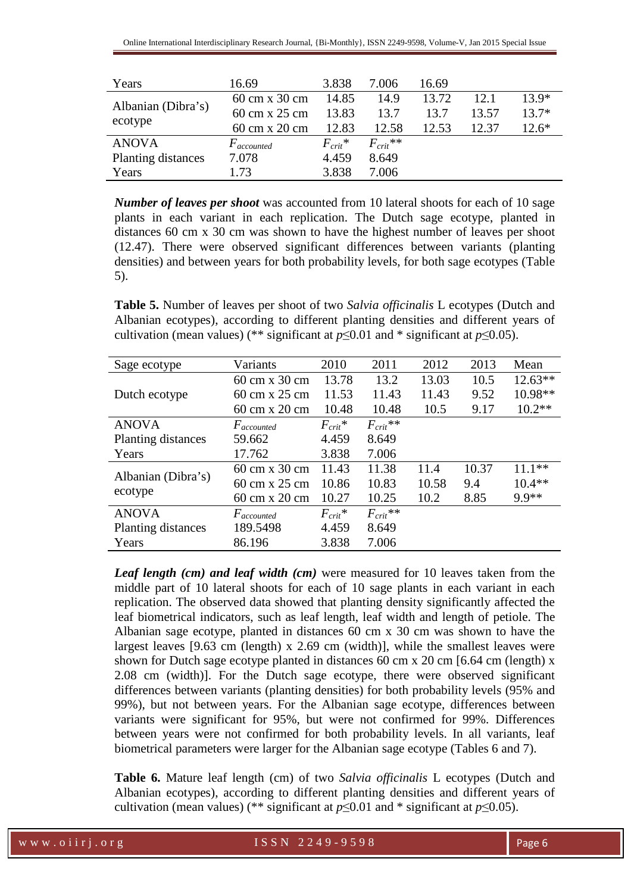| | | | | | | |
|---|---|---|---|---|---|---|
| Years | 16.69 | 3.838 | 7.006 | 16.69 | | |
| Albanian (Dibra's) ecotype | 60 cm x 30 cm | 14.85 | 14.9 | 13.72 | 12.1 | 13.9* |
| | 60 cm x 25 cm | 13.83 | 13.7 | 13.7 | 13.57 | 13.7* |
| | 60 cm x 20 cm | 12.83 | 12.58 | 12.53 | 12.37 | 12.6* |
| ANOVA | $F_{accounted}$ | $F_{crit}$* | $F_{crit}$** | | | |
| Planting distances | 7.078 | 4.459 | 8.649 | | | |
| Years | 1.73 | 3.838 | 7.006 | | | |

***Number of leaves per shoot*** was accounted from 10 lateral shoots for each of 10 sage plants in each variant in each replication. The Dutch sage ecotype, planted in distances 60 cm x 30 cm was shown to have the highest number of leaves per shoot (12.47). There were observed significant differences between variants (planting densities) and between years for both probability levels, for both sage ecotypes (Table 5).

**Table 5.** Number of leaves per shoot of two *Salvia officinalis* L ecotypes (Dutch and Albanian ecotypes), according to different planting densities and different years of cultivation (mean values) (** significant at $p \leq 0.01$ and * significant at $p \leq 0.05$).

| Sage ecotype | Variants | 2010 | 2011 | 2012 | 2013 | Mean |
|---|---|---|---|---|---|---|
| Dutch ecotype | 60 cm x 30 cm | 13.78 | 13.2 | 13.03 | 10.5 | 12.63** |
| | 60 cm x 25 cm | 11.53 | 11.43 | 11.43 | 9.52 | 10.98** |
| | 60 cm x 20 cm | 10.48 | 10.48 | 10.5 | 9.17 | 10.2** |
| ANOVA | $F_{accounted}$ | $F_{crit}$* | $F_{crit}$** | | | |
| Planting distances | 59.662 | 4.459 | 8.649 | | | |
| Years | 17.762 | 3.838 | 7.006 | | | |
| Albanian (Dibra's) ecotype | 60 cm x 30 cm | 11.43 | 11.38 | 11.4 | 10.37 | 11.1** |
| | 60 cm x 25 cm | 10.86 | 10.83 | 10.58 | 9.4 | 10.4** |
| | 60 cm x 20 cm | 10.27 | 10.25 | 10.2 | 8.85 | 9.9** |
| ANOVA | $F_{accounted}$ | $F_{crit}$* | $F_{crit}$** | | | |
| Planting distances | 189.5498 | 4.459 | 8.649 | | | |
| Years | 86.196 | 3.838 | 7.006 | | | |

***Leaf length (cm) and leaf width (cm)*** were measured for 10 leaves taken from the middle part of 10 lateral shoots for each of 10 sage plants in each variant in each replication. The observed data showed that planting density significantly affected the leaf biometrical indicators, such as leaf length, leaf width and length of petiole. The Albanian sage ecotype, planted in distances 60 cm x 30 cm was shown to have the largest leaves [9.63 cm (length) x 2.69 cm (width)], while the smallest leaves were shown for Dutch sage ecotype planted in distances 60 cm x 20 cm [6.64 cm (length) x 2.08 cm (width)]. For the Dutch sage ecotype, there were observed significant differences between variants (planting densities) for both probability levels (95% and 99%), but not between years. For the Albanian sage ecotype, differences between variants were significant for 95%, but were not confirmed for 99%. Differences between years were not confirmed for both probability levels. In all variants, leaf biometrical parameters were larger for the Albanian sage ecotype (Tables 6 and 7).

**Table 6.** Mature leaf length (cm) of two *Salvia officinalis* L ecotypes (Dutch and Albanian ecotypes), according to different planting densities and different years of cultivation (mean values) (** significant at $p \leq 0.01$ and * significant at $p \leq 0.05$).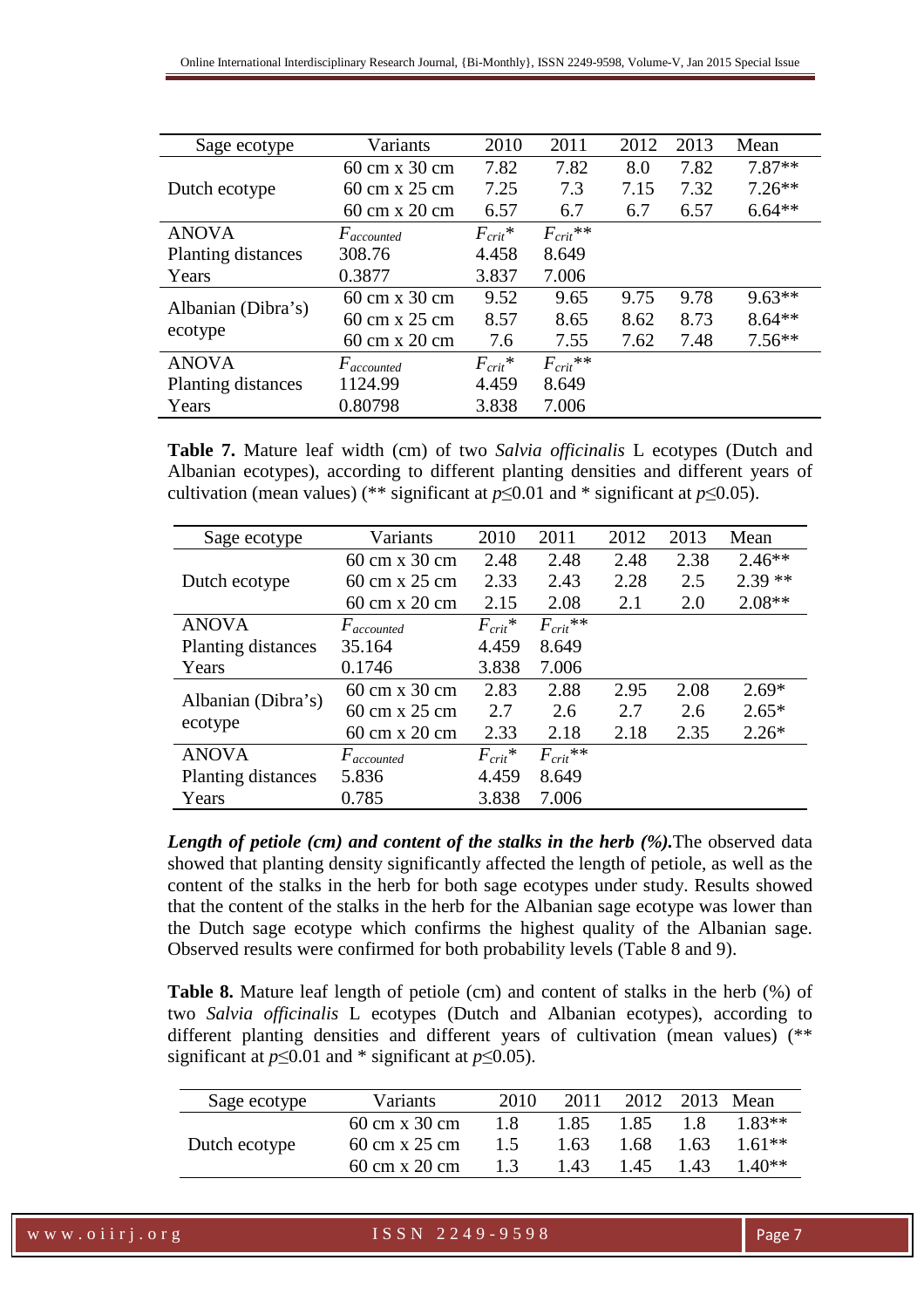| Sage ecotype | Variants | 2010 | 2011 | 2012 | 2013 | Mean |
|---|---|---|---|---|---|---|
| Dutch ecotype | 60 cm x 30 cm | 7.82 | 7.82 | 8.0 | 7.82 | 7.87** |
| | 60 cm x 25 cm | 7.25 | 7.3 | 7.15 | 7.32 | 7.26** |
| | 60 cm x 20 cm | 6.57 | 6.7 | 6.7 | 6.57 | 6.64** |
| ANOVA | $F_{accounted}$ | $F_{crit}$* | $F_{crit}$** | | | |
| Planting distances | 308.76 | 4.458 | 8.649 | | | |
| Years | 0.3877 | 3.837 | 7.006 | | | |
| Albanian (Dibra's) ecotype | 60 cm x 30 cm | 9.52 | 9.65 | 9.75 | 9.78 | 9.63** |
| | 60 cm x 25 cm | 8.57 | 8.65 | 8.62 | 8.73 | 8.64** |
| | 60 cm x 20 cm | 7.6 | 7.55 | 7.62 | 7.48 | 7.56** |
| ANOVA | $F_{accounted}$ | $F_{crit}$* | $F_{crit}$** | | | |
| Planting distances | 1124.99 | 4.459 | 8.649 | | | |
| Years | 0.80798 | 3.838 | 7.006 | | | |

**Table 7.** Mature leaf width (cm) of two *Salvia officinalis* L ecotypes (Dutch and Albanian ecotypes), according to different planting densities and different years of cultivation (mean values) (** significant at $p \leq 0.01$ and * significant at $p \leq 0.05$).

| Sage ecotype | Variants | 2010 | 2011 | 2012 | 2013 | Mean |
|---|---|---|---|---|---|---|
| Dutch ecotype | 60 cm x 30 cm | 2.48 | 2.48 | 2.48 | 2.38 | 2.46** |
| | 60 cm x 25 cm | 2.33 | 2.43 | 2.28 | 2.5 | 2.39 ** |
| | 60 cm x 20 cm | 2.15 | 2.08 | 2.1 | 2.0 | 2.08** |
| ANOVA | $F_{accounted}$ | $F_{crit}$* | $F_{crit}$** | | | |
| Planting distances | 35.164 | 4.459 | 8.649 | | | |
| Years | 0.1746 | 3.838 | 7.006 | | | |
| Albanian (Dibra's) ecotype | 60 cm x 30 cm | 2.83 | 2.88 | 2.95 | 2.08 | 2.69* |
| | 60 cm x 25 cm | 2.7 | 2.6 | 2.7 | 2.6 | 2.65* |
| | 60 cm x 20 cm | 2.33 | 2.18 | 2.18 | 2.35 | 2.26* |
| ANOVA | $F_{accounted}$ | $F_{crit}$* | $F_{crit}$** | | | |
| Planting distances | 5.836 | 4.459 | 8.649 | | | |
| Years | 0.785 | 3.838 | 7.006 | | | |

***Length of petiole (cm) and content of the stalks in the herb (%).*** The observed data showed that planting density significantly affected the length of petiole, as well as the content of the stalks in the herb for both sage ecotypes under study. Results showed that the content of the stalks in the herb for the Albanian sage ecotype was lower than the Dutch sage ecotype which confirms the highest quality of the Albanian sage. Observed results were confirmed for both probability levels (Table 8 and 9).

**Table 8.** Mature leaf length of petiole (cm) and content of stalks in the herb (%) of two *Salvia officinalis* L ecotypes (Dutch and Albanian ecotypes), according to different planting densities and different years of cultivation (mean values) (** significant at $p \leq 0.01$ and * significant at $p \leq 0.05$).

| Sage ecotype | Variants | 2010 | 2011 | 2012 | 2013 | Mean |
|---|---|---|---|---|---|---|
| Dutch ecotype | 60 cm x 30 cm | 1.8 | 1.85 | 1.85 | 1.8 | 1.83** |
| | 60 cm x 25 cm | 1.5 | 1.63 | 1.68 | 1.63 | 1.61** |
| | 60 cm x 20 cm | 1.3 | 1.43 | 1.45 | 1.43 | 1.40** |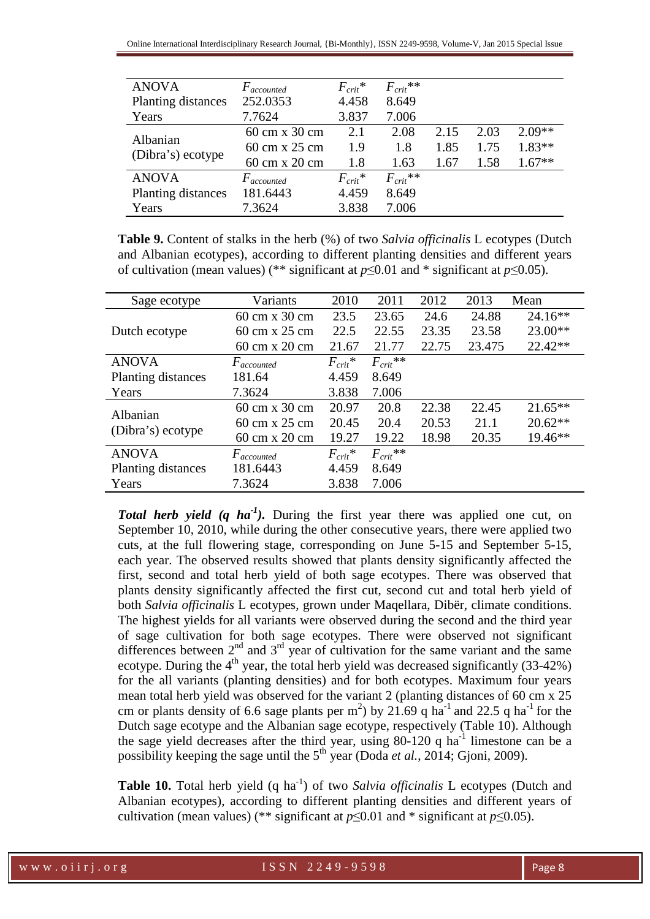| ANOVA | $F_{accounted}$ | $F_{crit}$* | $F_{crit}$** | | | |
|---|---|---|---|---|---|---|
| Planting distances | 252.0353 | 4.458 | 8.649 | | | |
| Years | 7.7624 | 3.837 | 7.006 | | | |
| Albanian (Dibra's) ecotype | 60 cm x 30 cm | 2.1 | 2.08 | 2.15 | 2.03 | 2.09** |
| | 60 cm x 25 cm | 1.9 | 1.8 | 1.85 | 1.75 | 1.83** |
| | 60 cm x 20 cm | 1.8 | 1.63 | 1.67 | 1.58 | 1.67** |
| ANOVA | $F_{accounted}$ | $F_{crit}$* | $F_{crit}$** | | | |
| Planting distances | 181.6443 | 4.459 | 8.649 | | | |
| Years | 7.3624 | 3.838 | 7.006 | | | |

**Table 9.** Content of stalks in the herb (%) of two *Salvia officinalis* L ecotypes (Dutch and Albanian ecotypes), according to different planting densities and different years of cultivation (mean values) (** significant at $p \leq 0.01$ and * significant at $p \leq 0.05$).

| Sage ecotype | Variants | 2010 | 2011 | 2012 | 2013 | Mean |
|---|---|---|---|---|---|---|
| Dutch ecotype | 60 cm x 30 cm | 23.5 | 23.65 | 24.6 | 24.88 | 24.16** |
| | 60 cm x 25 cm | 22.5 | 22.55 | 23.35 | 23.58 | 23.00** |
| | 60 cm x 20 cm | 21.67 | 21.77 | 22.75 | 23.475 | 22.42** |
| ANOVA | $F_{accounted}$ | $F_{crit}$* | $F_{crit}$** | | | |
| Planting distances | 181.64 | 4.459 | 8.649 | | | |
| Years | 7.3624 | 3.838 | 7.006 | | | |
| Albanian (Dibra's) ecotype | 60 cm x 30 cm | 20.97 | 20.8 | 22.38 | 22.45 | 21.65** |
| | 60 cm x 25 cm | 20.45 | 20.4 | 20.53 | 21.1 | 20.62** |
| | 60 cm x 20 cm | 19.27 | 19.22 | 18.98 | 20.35 | 19.46** |
| ANOVA | $F_{accounted}$ | $F_{crit}$* | $F_{crit}$** | | | |
| Planting distances | 181.6443 | 4.459 | 8.649 | | | |
| Years | 7.3624 | 3.838 | 7.006 | | | |

***Total herb yield (q ha$^{-1}$).*** During the first year there was applied one cut, on September 10, 2010, while during the other consecutive years, there were applied two cuts, at the full flowering stage, corresponding on June 5-15 and September 5-15, each year. The observed results showed that plants density significantly affected the first, second and total herb yield of both sage ecotypes. There was observed that plants density significantly affected the first cut, second cut and total herb yield of both *Salvia officinalis* L ecotypes, grown under Maqellara, Dibër, climate conditions. The highest yields for all variants were observed during the second and the third year of sage cultivation for both sage ecotypes. There were observed not significant differences between 2$^{nd}$ and 3$^{rd}$ year of cultivation for the same variant and the same ecotype. During the 4$^{th}$ year, the total herb yield was decreased significantly (33-42%) for the all variants (planting densities) and for both ecotypes. Maximum four years mean total herb yield was observed for the variant 2 (planting distances of 60 cm x 25 cm or plants density of 6.6 sage plants per m$^2$) by 21.69 q ha$^{-1}$ and 22.5 q ha$^{-1}$ for the Dutch sage ecotype and the Albanian sage ecotype, respectively (Table 10). Although the sage yield decreases after the third year, using 80-120 q ha$^{-1}$ limestone can be a possibility keeping the sage until the 5$^{th}$ year (Doda *et al.*, 2014; Gjoni, 2009).

**Table 10.** Total herb yield (q ha$^{-1}$) of two *Salvia officinalis* L ecotypes (Dutch and Albanian ecotypes), according to different planting densities and different years of cultivation (mean values) (** significant at $p \leq 0.01$ and * significant at $p \leq 0.05$).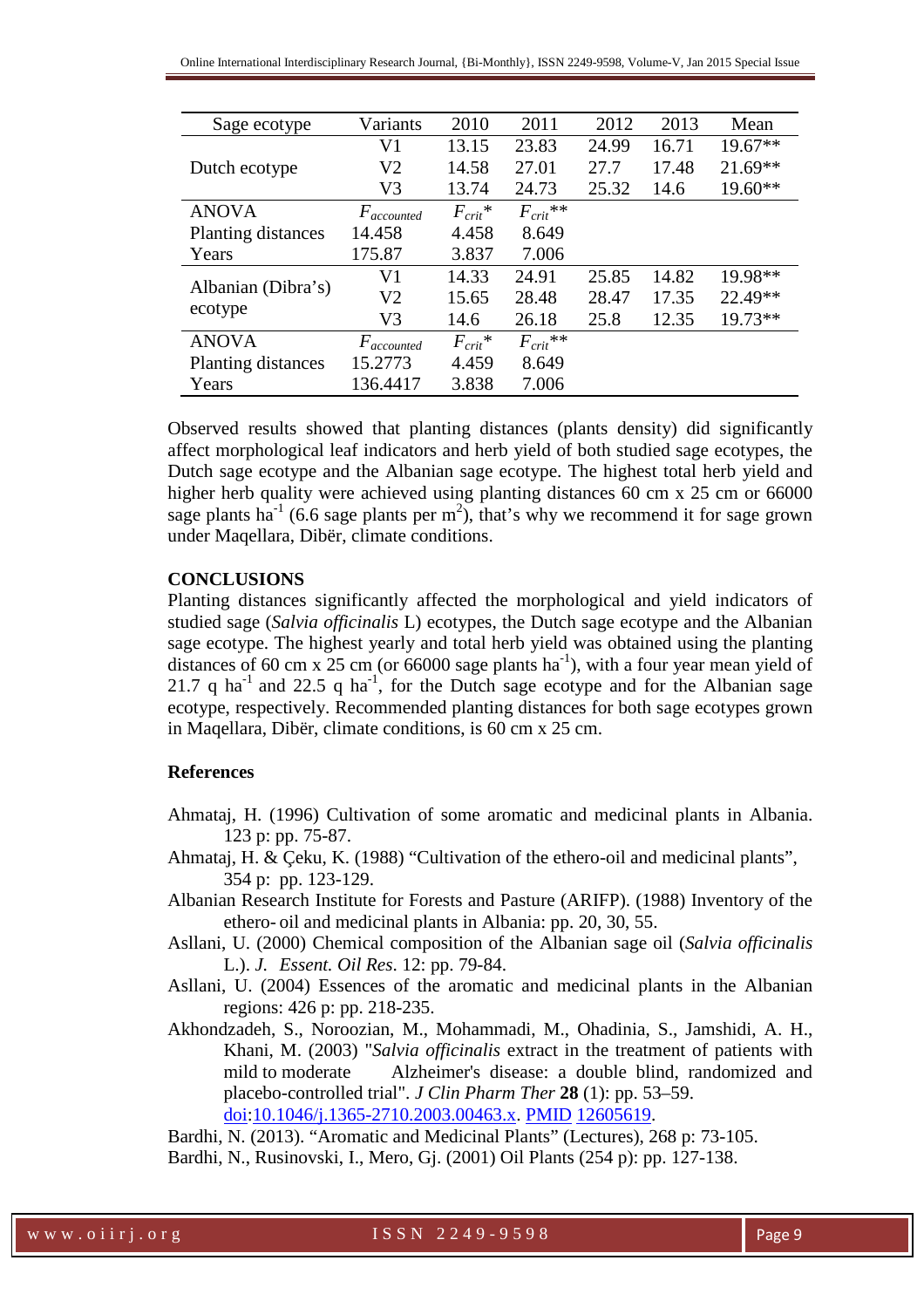| Sage ecotype | Variants | 2010 | 2011 | 2012 | 2013 | Mean |
|---|---|---|---|---|---|---|
| Dutch ecotype | V1 | 13.15 | 23.83 | 24.99 | 16.71 | 19.67** |
| | V2 | 14.58 | 27.01 | 27.7 | 17.48 | 21.69** |
| | V3 | 13.74 | 24.73 | 25.32 | 14.6 | 19.60** |
| ANOVA | $F_{accounted}$ | $F_{crit}$* | $F_{crit}$** | | | |
| Planting distances | 14.458 | 4.458 | 8.649 | | | |
| Years | 175.87 | 3.837 | 7.006 | | | |
| Albanian (Dibra's) ecotype | V1 | 14.33 | 24.91 | 25.85 | 14.82 | 19.98** |
| | V2 | 15.65 | 28.48 | 28.47 | 17.35 | 22.49** |
| | V3 | 14.6 | 26.18 | 25.8 | 12.35 | 19.73** |
| ANOVA | $F_{accounted}$ | $F_{crit}$* | $F_{crit}$** | | | |
| Planting distances | 15.2773 | 4.459 | 8.649 | | | |
| Years | 136.4417 | 3.838 | 7.006 | | | |

Observed results showed that planting distances (plants density) did significantly affect morphological leaf indicators and herb yield of both studied sage ecotypes, the Dutch sage ecotype and the Albanian sage ecotype. The highest total herb yield and higher herb quality were achieved using planting distances 60 cm x 25 cm or 66000 sage plants $ha^{-1}$ (6.6 sage plants per $m^2$), that's why we recommend it for sage grown under Maqellara, Dibër, climate conditions.

## CONCLUSIONS

Planting distances significantly affected the morphological and yield indicators of studied sage (*Salvia officinalis* L) ecotypes, the Dutch sage ecotype and the Albanian sage ecotype. The highest yearly and total herb yield was obtained using the planting distances of 60 cm x 25 cm (or 66000 sage plants $ha^{-1}$), with a four year mean yield of 21.7 q $ha^{-1}$ and 22.5 q $ha^{-1}$, for the Dutch sage ecotype and for the Albanian sage ecotype, respectively. Recommended planting distances for both sage ecotypes grown in Maqellara, Dibër, climate conditions, is 60 cm x 25 cm.

## References

Ahmataj, H. (1996) Cultivation of some aromatic and medicinal plants in Albania. 123 p: pp. 75-87.

Ahmataj, H. & Çeku, K. (1988) "Cultivation of the ethero-oil and medicinal plants", 354 p: pp. 123-129.

Albanian Research Institute for Forests and Pasture (ARIFP). (1988) Inventory of the ethero- oil and medicinal plants in Albania: pp. 20, 30, 55.

Asllani, U. (2000) Chemical composition of the Albanian sage oil (*Salvia officinalis* L.). *J. Essent. Oil Res*. 12: pp. 79-84.

Asllani, U. (2004) Essences of the aromatic and medicinal plants in the Albanian regions: 426 p: pp. 218-235.

Akhondzadeh, S., Noroozian, M., Mohammadi, M., Ohadinia, S., Jamshidi, A. H., Khani, M. (2003) "*Salvia officinalis* extract in the treatment of patients with mild to moderate Alzheimer's disease: a double blind, randomized and placebo-controlled trial". *J Clin Pharm Ther* **28** (1): pp. 53–59. doi:10.1046/j.1365-2710.2003.00463.x. PMID 12605619.

Bardhi, N. (2013). "Aromatic and Medicinal Plants" (Lectures), 268 p: 73-105.

Bardhi, N., Rusinovski, I., Mero, Gj. (2001) Oil Plants (254 p): pp. 127-138.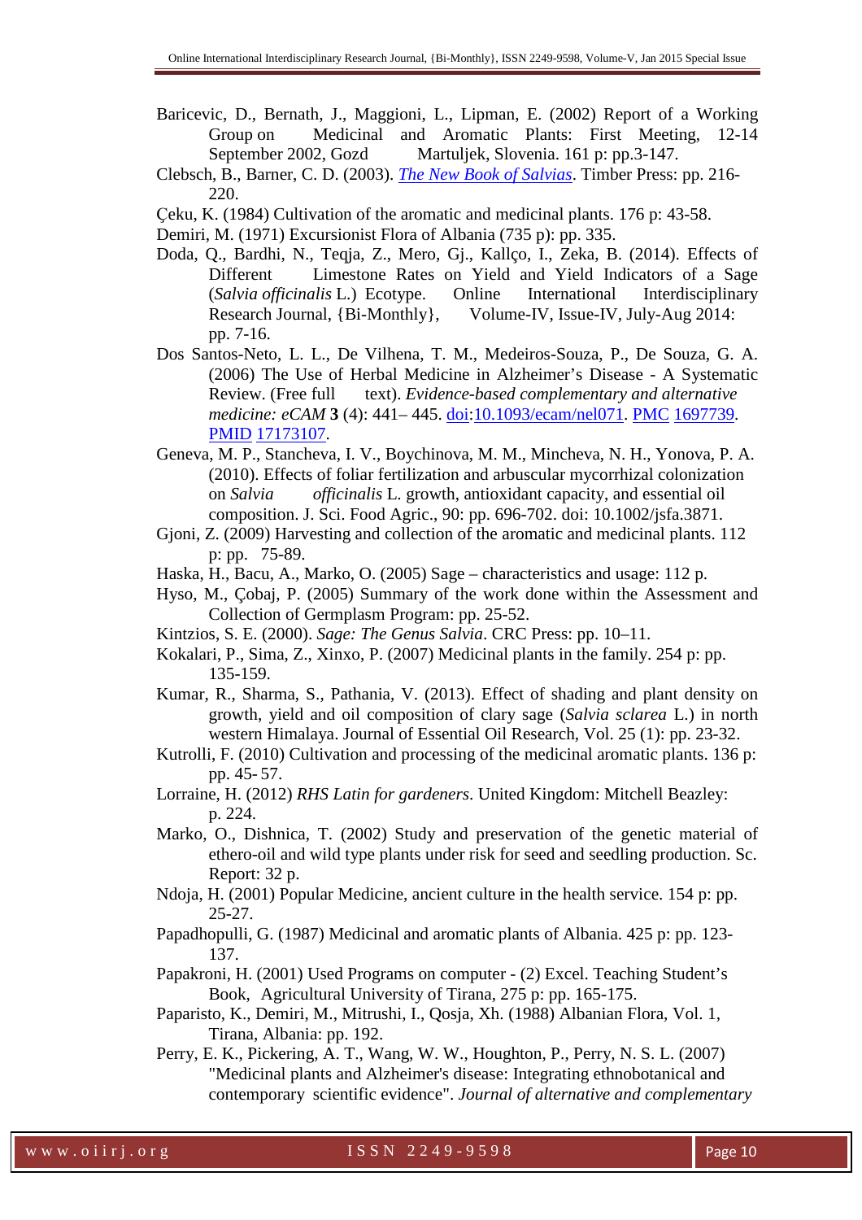Baricevic, D., Bernath, J., Maggioni, L., Lipman, E. (2002) Report of a Working Group on Medicinal and Aromatic Plants: First Meeting, 12-14 September 2002, Gozd Martuljek, Slovenia. 161 p: pp.3-147.

Clebsch, B., Barner, C. D. (2003). *The New Book of Salvias*. Timber Press: pp. 216-220.

Çeku, K. (1984) Cultivation of the aromatic and medicinal plants. 176 p: 43-58.

Demiri, M. (1971) Excursionist Flora of Albania (735 p): pp. 335.

Doda, Q., Bardhi, N., Teqja, Z., Mero, Gj., Kallço, I., Zeka, B. (2014). Effects of Different Limestone Rates on Yield and Yield Indicators of a Sage (*Salvia officinalis* L.) Ecotype. Online International Interdisciplinary Research Journal, {Bi-Monthly}, Volume-IV, Issue-IV, July-Aug 2014: pp. 7-16.

Dos Santos-Neto, L. L., De Vilhena, T. M., Medeiros-Souza, P., De Souza, G. A. (2006) The Use of Herbal Medicine in Alzheimer's Disease - A Systematic Review. (Free full text). *Evidence-based complementary and alternative medicine: eCAM* **3** (4): 441– 445. doi:10.1093/ecam/nel071. PMC 1697739. PMID 17173107.

Geneva, M. P., Stancheva, I. V., Boychinova, M. M., Mincheva, N. H., Yonova, P. A. (2010). Effects of foliar fertilization and arbuscular mycorrhizal colonization on *Salvia officinalis* L. growth, antioxidant capacity, and essential oil composition. J. Sci. Food Agric., 90: pp. 696-702. doi: 10.1002/jsfa.3871.

Gjoni, Z. (2009) Harvesting and collection of the aromatic and medicinal plants. 112 p: pp. 75-89.

Haska, H., Bacu, A., Marko, O. (2005) Sage – characteristics and usage: 112 p.

Hyso, M., Çobaj, P. (2005) Summary of the work done within the Assessment and Collection of Germplasm Program: pp. 25-52.

Kintzios, S. E. (2000). *Sage: The Genus Salvia*. CRC Press: pp. 10–11.

Kokalari, P., Sima, Z., Xinxo, P. (2007) Medicinal plants in the family. 254 p: pp. 135-159.

Kumar, R., Sharma, S., Pathania, V. (2013). Effect of shading and plant density on growth, yield and oil composition of clary sage (*Salvia sclarea* L.) in north western Himalaya. Journal of Essential Oil Research, Vol. 25 (1): pp. 23-32.

Kutrolli, F. (2010) Cultivation and processing of the medicinal aromatic plants. 136 p: pp. 45- 57.

Lorraine, H. (2012) *RHS Latin for gardeners*. United Kingdom: Mitchell Beazley: p. 224.

Marko, O., Dishnica, T. (2002) Study and preservation of the genetic material of ethero-oil and wild type plants under risk for seed and seedling production. Sc. Report: 32 p.

Ndoja, H. (2001) Popular Medicine, ancient culture in the health service. 154 p: pp. 25-27.

Papadhopulli, G. (1987) Medicinal and aromatic plants of Albania. 425 p: pp. 123-137.

Papakroni, H. (2001) Used Programs on computer - (2) Excel. Teaching Student's Book, Agricultural University of Tirana, 275 p: pp. 165-175.

Paparisto, K., Demiri, M., Mitrushi, I., Qosja, Xh. (1988) Albanian Flora, Vol. 1, Tirana, Albania: pp. 192.

Perry, E. K., Pickering, A. T., Wang, W. W., Houghton, P., Perry, N. S. L. (2007) "Medicinal plants and Alzheimer's disease: Integrating ethnobotanical and contemporary scientific evidence". *Journal of alternative and complementary*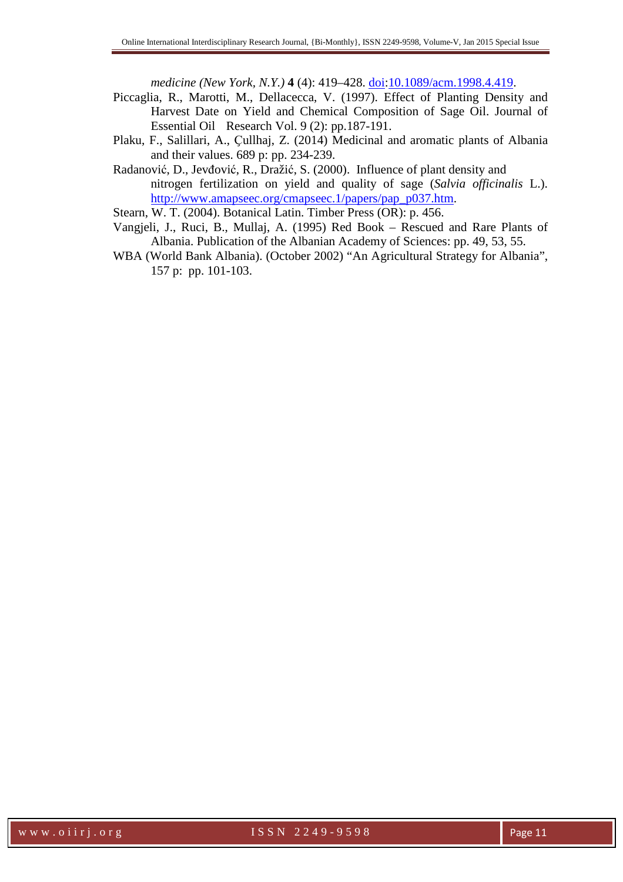*medicine (New York, N.Y.)* **4** (4): 419–428. doi:10.1089/acm.1998.4.419.

Piccaglia, R., Marotti, M., Dellacecca, V. (1997). Effect of Planting Density and Harvest Date on Yield and Chemical Composition of Sage Oil. Journal of Essential Oil Research Vol. 9 (2): pp.187-191.

Plaku, F., Salillari, A., Çullhaj, Z. (2014) Medicinal and aromatic plants of Albania and their values. 689 p: pp. 234-239.

Radanović, D., Jevđović, R., Dražić, S. (2000). Influence of plant density and nitrogen fertilization on yield and quality of sage (*Salvia officinalis* L.). http://www.amapseec.org/cmapseec.1/papers/pap_p037.htm.

Stearn, W. T. (2004). Botanical Latin. Timber Press (OR): p. 456.

Vangjeli, J., Ruci, B., Mullaj, A. (1995) Red Book – Rescued and Rare Plants of Albania. Publication of the Albanian Academy of Sciences: pp. 49, 53, 55.

WBA (World Bank Albania). (October 2002) "An Agricultural Strategy for Albania", 157 p: pp. 101-103.